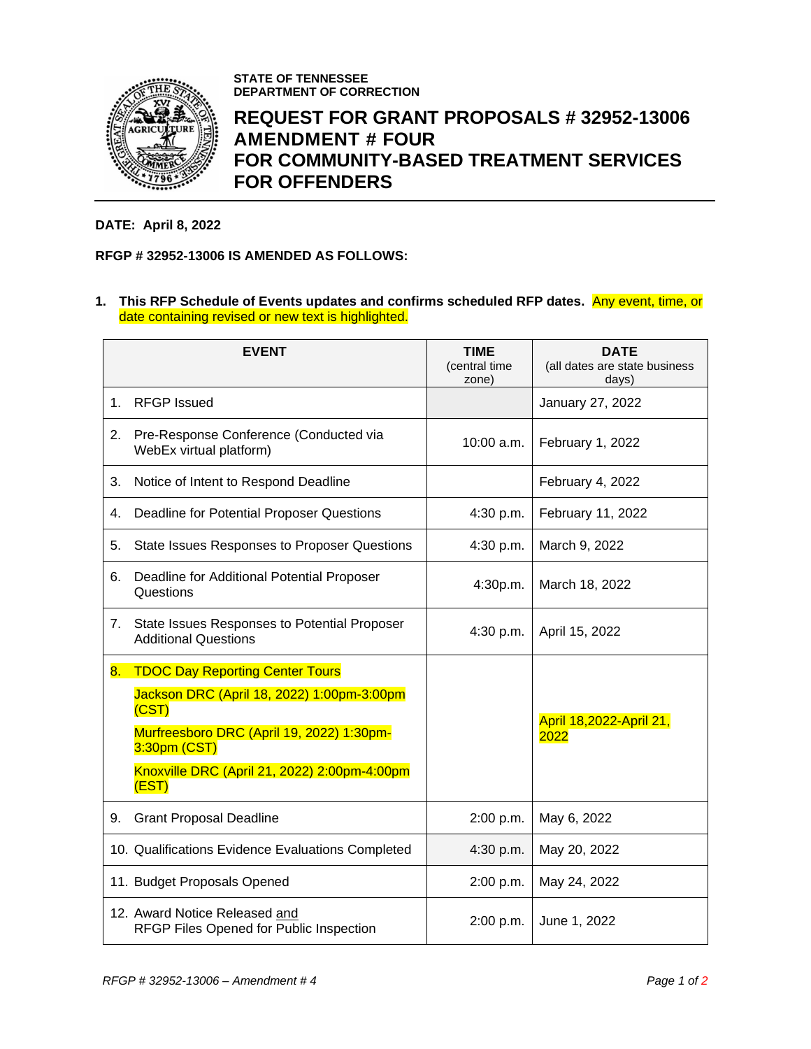**STATE OF TENNESSEE**
**DEPARTMENT OF CORRECTION**

# REQUEST FOR GRANT PROPOSALS # 32952-13006 AMENDMENT # FOUR FOR COMMUNITY-BASED TREATMENT SERVICES FOR OFFENDERS

**DATE: April 8, 2022**

**RFGP # 32952-13006 IS AMENDED AS FOLLOWS:**

1. **This RFP Schedule of Events updates and confirms scheduled RFP dates.** Any event, time, or date containing revised or new text is highlighted.

| EVENT | TIME (central time zone) | DATE (all dates are state business days) |
|---|---|---|
| 1. RFGP Issued | | January 27, 2022 |
| 2. Pre-Response Conference (Conducted via WebEx virtual platform) | 10:00 a.m. | February 1, 2022 |
| 3. Notice of Intent to Respond Deadline | | February 4, 2022 |
| 4. Deadline for Potential Proposer Questions | 4:30 p.m. | February 11, 2022 |
| 5. State Issues Responses to Proposer Questions | 4:30 p.m. | March 9, 2022 |
| 6. Deadline for Additional Potential Proposer Questions | 4:30p.m. | March 18, 2022 |
| 7. State Issues Responses to Potential Proposer Additional Questions | 4:30 p.m. | April 15, 2022 |
| 8. TDOC Day Reporting Center Tours<br>Jackson DRC (April 18, 2022) 1:00pm-3:00pm (CST)<br>Murfreesboro DRC (April 19, 2022) 1:30pm-3:30pm (CST)<br>Knoxville DRC (April 21, 2022) 2:00pm-4:00pm (EST) | | April 18,2022-April 21, 2022 |
| 9. Grant Proposal Deadline | 2:00 p.m. | May 6, 2022 |
| 10. Qualifications Evidence Evaluations Completed | 4:30 p.m. | May 20, 2022 |
| 11. Budget Proposals Opened | 2:00 p.m. | May 24, 2022 |
| 12. Award Notice Released and RFGP Files Opened for Public Inspection | 2:00 p.m. | June 1, 2022 |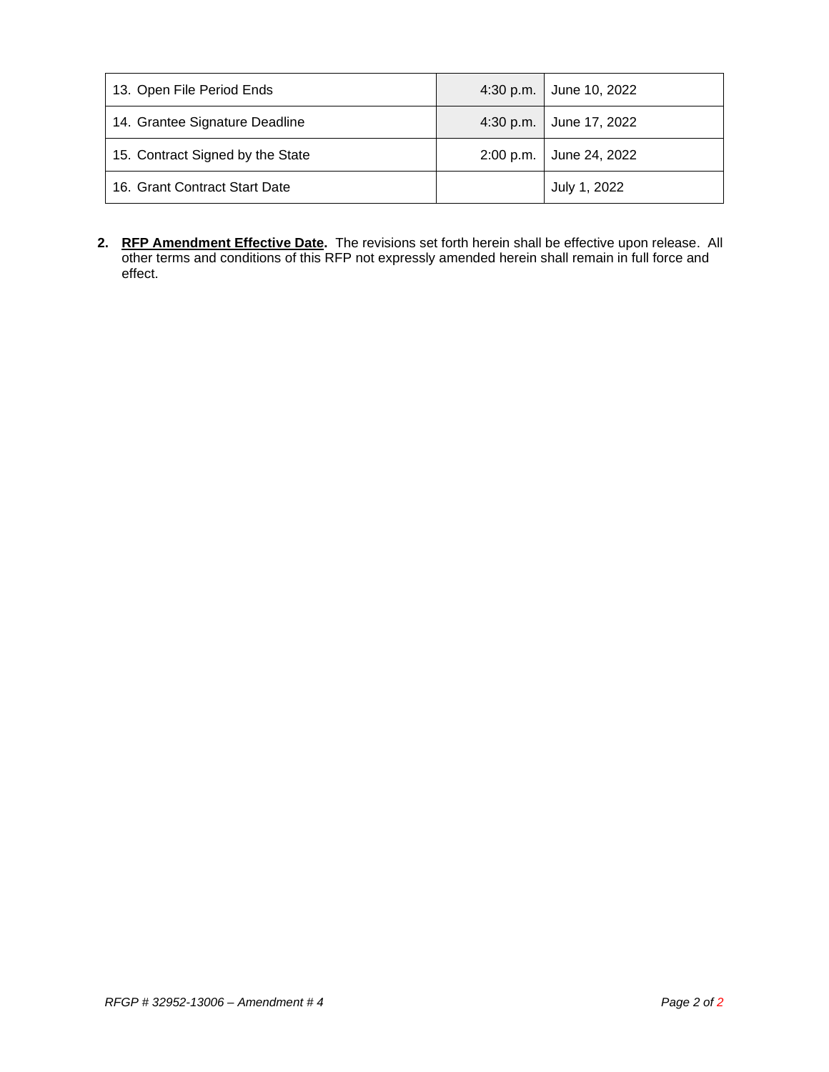| | | |
|---|---|---|
| 13. Open File Period Ends | 4:30 p.m. | June 10, 2022 |
| 14. Grantee Signature Deadline | 4:30 p.m. | June 17, 2022 |
| 15. Contract Signed by the State | 2:00 p.m. | June 24, 2022 |
| 16. Grant Contract Start Date | | July 1, 2022 |

2. **RFP Amendment Effective Date.** The revisions set forth herein shall be effective upon release. All other terms and conditions of this RFP not expressly amended herein shall remain in full force and effect.